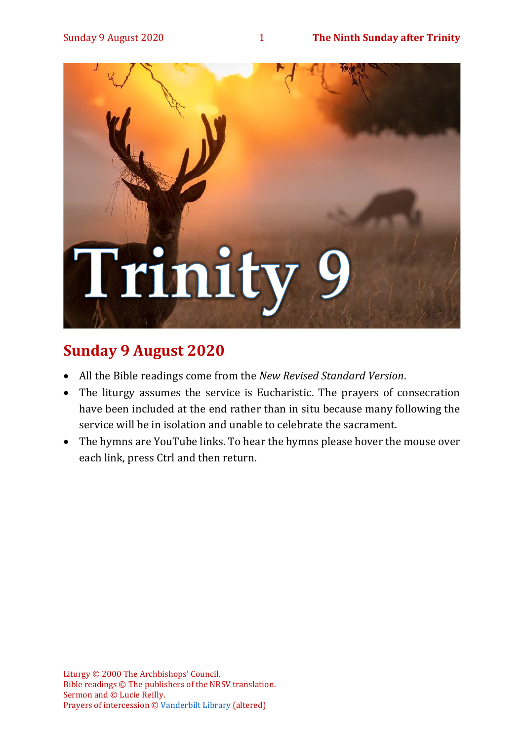## Sunday 9 August 2020

- All the Bible readings come from the *New Revised Standard Version*.
- The liturgy assumes the service is Eucharistic. The prayers of consecration have been included at the end rather than in situ because many following the service will be in isolation and unable to celebrate the sacrament.
- The hymns are YouTube links. To hear the hymns please hover the mouse over each link, press Ctrl and then return.

Liturgy © 2000 The Archbishops' Council.
Bible readings © The publishers of the NRSV translation.
Sermon and © Lucie Reilly.
Prayers of intercession © Vanderbilt Library (altered)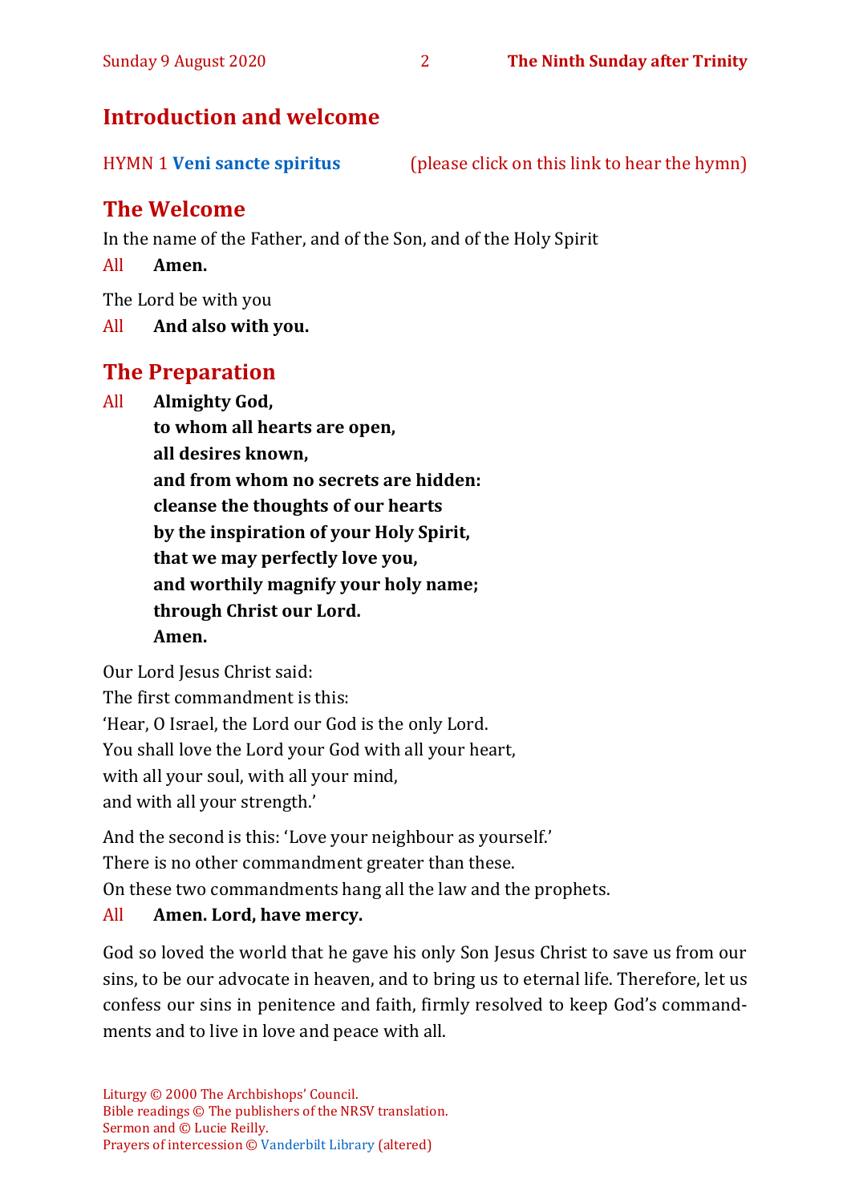## Introduction and welcome

HYMN 1 **Veni sancte spiritus** (please click on this link to hear the hymn)

## The Welcome

In the name of the Father, and of the Son, and of the Holy Spirit

All **Amen.**

The Lord be with you

All **And also with you.**

## The Preparation

All **Almighty God,**
**to whom all hearts are open,**
**all desires known,**
**and from whom no secrets are hidden:**
**cleanse the thoughts of our hearts**
**by the inspiration of your Holy Spirit,**
**that we may perfectly love you,**
**and worthily magnify your holy name;**
**through Christ our Lord.**
**Amen.**

Our Lord Jesus Christ said:
The first commandment is this:
'Hear, O Israel, the Lord our God is the only Lord.
You shall love the Lord your God with all your heart,
with all your soul, with all your mind,
and with all your strength.'

And the second is this: 'Love your neighbour as yourself.'
There is no other commandment greater than these.
On these two commandments hang all the law and the prophets.

All **Amen. Lord, have mercy.**

God so loved the world that he gave his only Son Jesus Christ to save us from our sins, to be our advocate in heaven, and to bring us to eternal life. Therefore, let us confess our sins in penitence and faith, firmly resolved to keep God's commandments and to live in love and peace with all.

Liturgy © 2000 The Archbishops' Council.
Bible readings © The publishers of the NRSV translation.
Sermon and © Lucie Reilly.
Prayers of intercession © Vanderbilt Library (altered)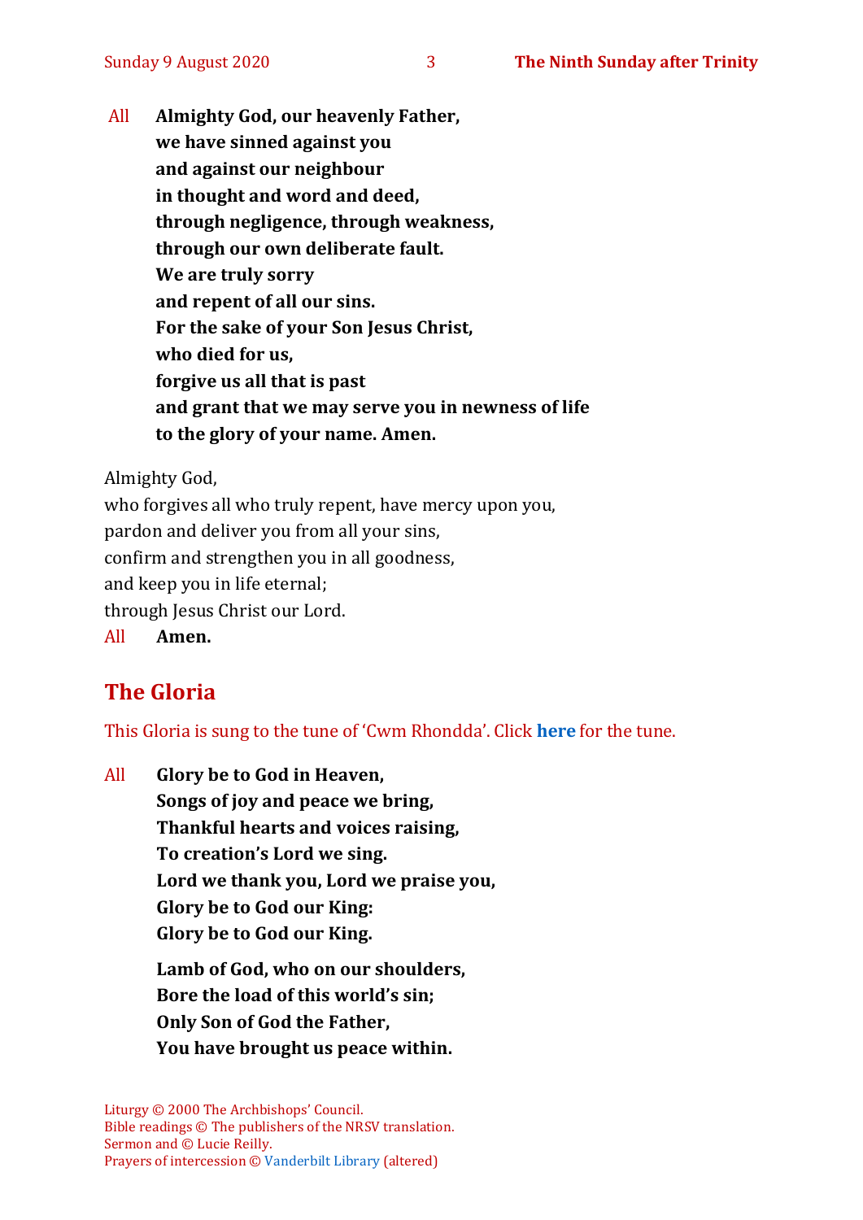All **Almighty God, our heavenly Father,**
**we have sinned against you**
**and against our neighbour**
**in thought and word and deed,**
**through negligence, through weakness,**
**through our own deliberate fault.**
**We are truly sorry**
**and repent of all our sins.**
**For the sake of your Son Jesus Christ,**
**who died for us,**
**forgive us all that is past**
**and grant that we may serve you in newness of life**
**to the glory of your name. Amen.**

Almighty God,
who forgives all who truly repent, have mercy upon you,
pardon and deliver you from all your sins,
confirm and strengthen you in all goodness,
and keep you in life eternal;
through Jesus Christ our Lord.
All **Amen.**

## The Gloria

This Gloria is sung to the tune of 'Cwm Rhondda'. Click **here** for the tune.

All **Glory be to God in Heaven,**
**Songs of joy and peace we bring,**
**Thankful hearts and voices raising,**
**To creation's Lord we sing.**
**Lord we thank you, Lord we praise you,**
**Glory be to God our King:**
**Glory be to God our King.**

**Lamb of God, who on our shoulders,**
**Bore the load of this world's sin;**
**Only Son of God the Father,**
**You have brought us peace within.**

Liturgy © 2000 The Archbishops' Council.
Bible readings © The publishers of the NRSV translation.
Sermon and © Lucie Reilly.
Prayers of intercession © Vanderbilt Library (altered)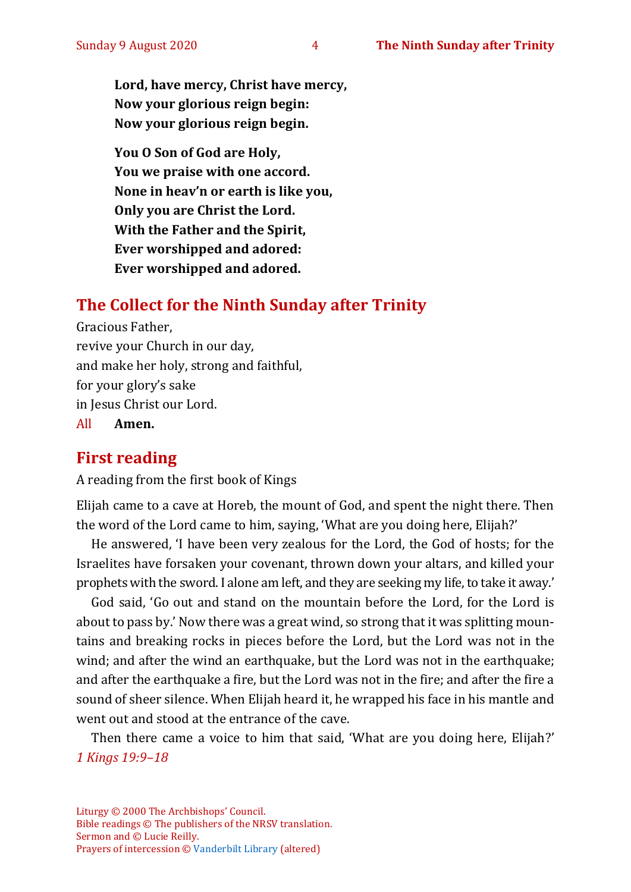**Lord, have mercy, Christ have mercy,**
**Now your glorious reign begin:**
**Now your glorious reign begin.**

**You O Son of God are Holy,**
**You we praise with one accord.**
**None in heav'n or earth is like you,**
**Only you are Christ the Lord.**
**With the Father and the Spirit,**
**Ever worshipped and adored:**
**Ever worshipped and adored.**

## The Collect for the Ninth Sunday after Trinity

Gracious Father,
revive your Church in our day,
and make her holy, strong and faithful,
for your glory's sake
in Jesus Christ our Lord.
All **Amen.**

## First reading

A reading from the first book of Kings

Elijah came to a cave at Horeb, the mount of God, and spent the night there. Then the word of the Lord came to him, saying, 'What are you doing here, Elijah?'

He answered, 'I have been very zealous for the Lord, the God of hosts; for the Israelites have forsaken your covenant, thrown down your altars, and killed your prophets with the sword. I alone am left, and they are seeking my life, to take it away.'

God said, 'Go out and stand on the mountain before the Lord, for the Lord is about to pass by.' Now there was a great wind, so strong that it was splitting mountains and breaking rocks in pieces before the Lord, but the Lord was not in the wind; and after the wind an earthquake, but the Lord was not in the earthquake; and after the earthquake a fire, but the Lord was not in the fire; and after the fire a sound of sheer silence. When Elijah heard it, he wrapped his face in his mantle and went out and stood at the entrance of the cave.

Then there came a voice to him that said, 'What are you doing here, Elijah?' *1 Kings 19:9–18*

Liturgy © 2000 The Archbishops' Council.
Bible readings © The publishers of the NRSV translation.
Sermon and © Lucie Reilly.
Prayers of intercession © Vanderbilt Library (altered)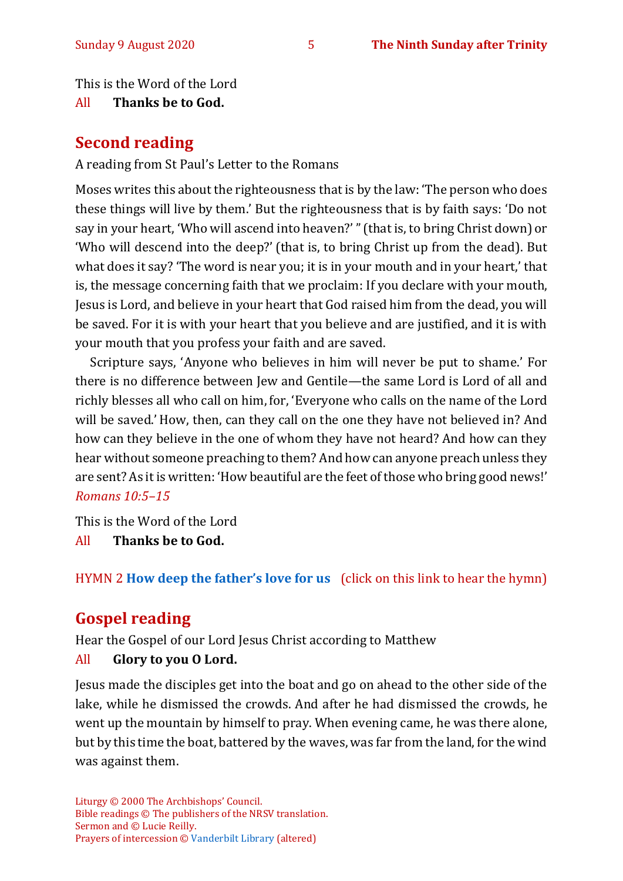This is the Word of the Lord

All **Thanks be to God.**

## Second reading

A reading from St Paul's Letter to the Romans

Moses writes this about the righteousness that is by the law: 'The person who does these things will live by them.' But the righteousness that is by faith says: 'Do not say in your heart, 'Who will ascend into heaven?' " (that is, to bring Christ down) or 'Who will descend into the deep?' (that is, to bring Christ up from the dead). But what does it say? 'The word is near you; it is in your mouth and in your heart,' that is, the message concerning faith that we proclaim: If you declare with your mouth, Jesus is Lord, and believe in your heart that God raised him from the dead, you will be saved. For it is with your heart that you believe and are justified, and it is with your mouth that you profess your faith and are saved.

Scripture says, 'Anyone who believes in him will never be put to shame.' For there is no difference between Jew and Gentile—the same Lord is Lord of all and richly blesses all who call on him, for, 'Everyone who calls on the name of the Lord will be saved.' How, then, can they call on the one they have not believed in? And how can they believe in the one of whom they have not heard? And how can they hear without someone preaching to them? And how can anyone preach unless they are sent? As it is written: 'How beautiful are the feet of those who bring good news!'
*Romans 10:5–15*

This is the Word of the Lord

All **Thanks be to God.**

HYMN 2 **How deep the father's love for us** (click on this link to hear the hymn)

## Gospel reading

Hear the Gospel of our Lord Jesus Christ according to Matthew

All **Glory to you O Lord.**

Jesus made the disciples get into the boat and go on ahead to the other side of the lake, while he dismissed the crowds. And after he had dismissed the crowds, he went up the mountain by himself to pray. When evening came, he was there alone, but by this time the boat, battered by the waves, was far from the land, for the wind was against them.

Liturgy © 2000 The Archbishops' Council.
Bible readings © The publishers of the NRSV translation.
Sermon and © Lucie Reilly.
Prayers of intercession © Vanderbilt Library (altered)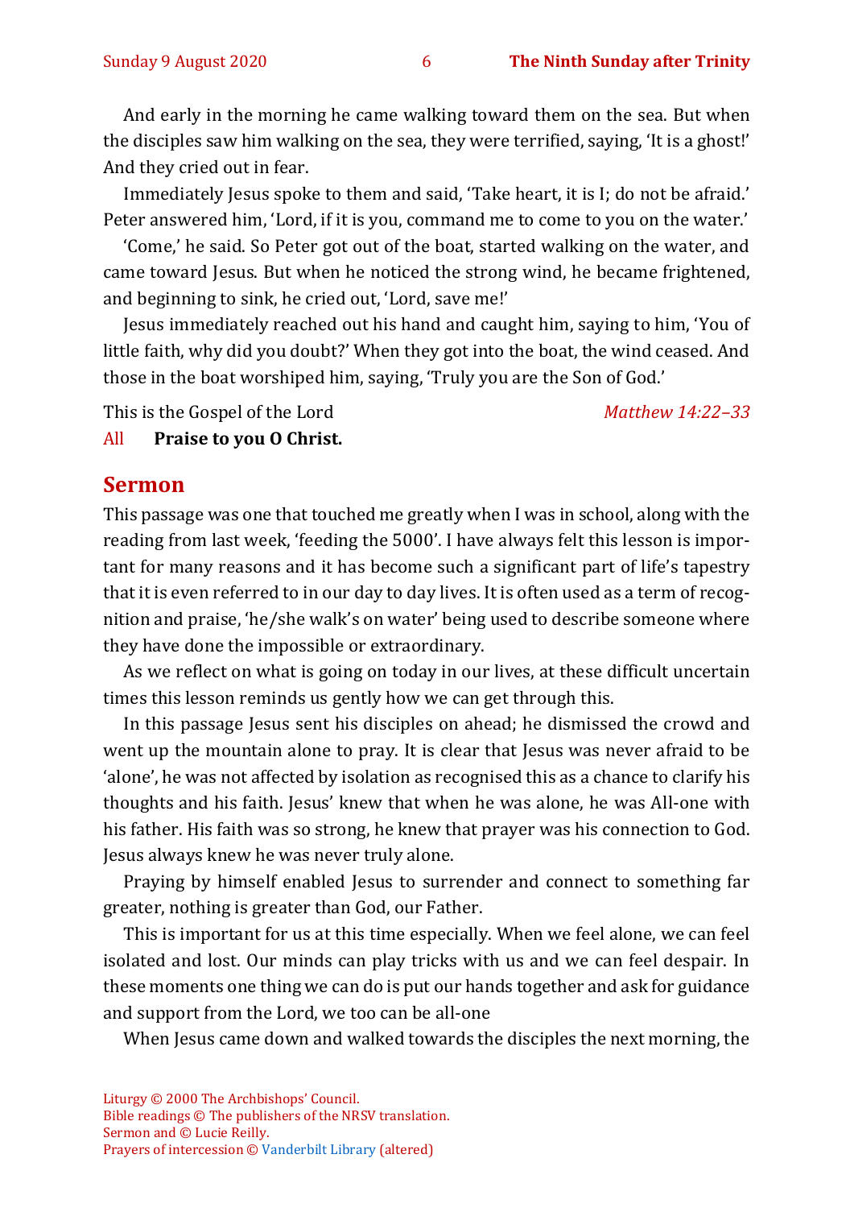And early in the morning he came walking toward them on the sea. But when the disciples saw him walking on the sea, they were terrified, saying, 'It is a ghost!' And they cried out in fear.

Immediately Jesus spoke to them and said, 'Take heart, it is I; do not be afraid.' Peter answered him, 'Lord, if it is you, command me to come to you on the water.'

'Come,' he said. So Peter got out of the boat, started walking on the water, and came toward Jesus. But when he noticed the strong wind, he became frightened, and beginning to sink, he cried out, 'Lord, save me!'

Jesus immediately reached out his hand and caught him, saying to him, 'You of little faith, why did you doubt?' When they got into the boat, the wind ceased. And those in the boat worshiped him, saying, 'Truly you are the Son of God.'

This is the Gospel of the Lord *Matthew 14:22–33*

All **Praise to you O Christ.**

## Sermon

This passage was one that touched me greatly when I was in school, along with the reading from last week, 'feeding the 5000'. I have always felt this lesson is important for many reasons and it has become such a significant part of life's tapestry that it is even referred to in our day to day lives. It is often used as a term of recognition and praise, 'he/she walk's on water' being used to describe someone where they have done the impossible or extraordinary.

As we reflect on what is going on today in our lives, at these difficult uncertain times this lesson reminds us gently how we can get through this.

In this passage Jesus sent his disciples on ahead; he dismissed the crowd and went up the mountain alone to pray. It is clear that Jesus was never afraid to be 'alone', he was not affected by isolation as recognised this as a chance to clarify his thoughts and his faith. Jesus' knew that when he was alone, he was All-one with his father. His faith was so strong, he knew that prayer was his connection to God. Jesus always knew he was never truly alone.

Praying by himself enabled Jesus to surrender and connect to something far greater, nothing is greater than God, our Father.

This is important for us at this time especially. When we feel alone, we can feel isolated and lost. Our minds can play tricks with us and we can feel despair. In these moments one thing we can do is put our hands together and ask for guidance and support from the Lord, we too can be all-one

When Jesus came down and walked towards the disciples the next morning, the

Liturgy © 2000 The Archbishops' Council.
Bible readings © The publishers of the NRSV translation.
Sermon and © Lucie Reilly.
Prayers of intercession © Vanderbilt Library (altered)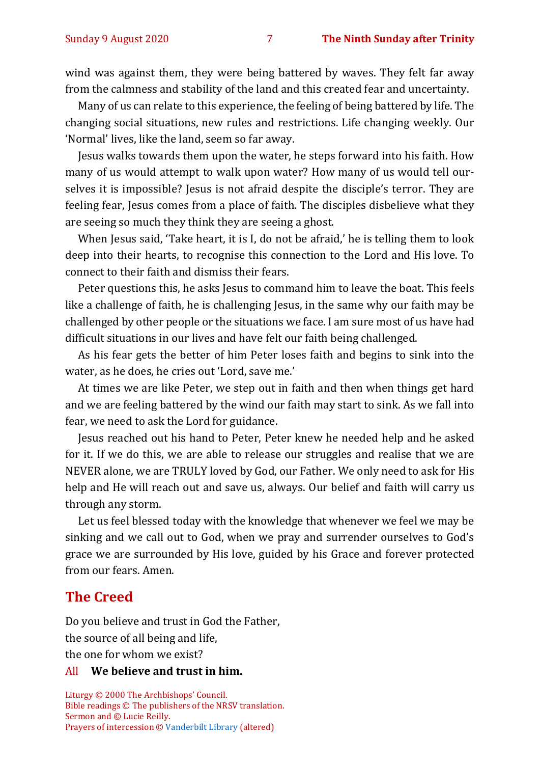wind was against them, they were being battered by waves. They felt far away from the calmness and stability of the land and this created fear and uncertainty.

Many of us can relate to this experience, the feeling of being battered by life. The changing social situations, new rules and restrictions. Life changing weekly. Our 'Normal' lives, like the land, seem so far away.

Jesus walks towards them upon the water, he steps forward into his faith. How many of us would attempt to walk upon water? How many of us would tell ourselves it is impossible? Jesus is not afraid despite the disciple's terror. They are feeling fear, Jesus comes from a place of faith. The disciples disbelieve what they are seeing so much they think they are seeing a ghost.

When Jesus said, 'Take heart, it is I, do not be afraid,' he is telling them to look deep into their hearts, to recognise this connection to the Lord and His love. To connect to their faith and dismiss their fears.

Peter questions this, he asks Jesus to command him to leave the boat. This feels like a challenge of faith, he is challenging Jesus, in the same why our faith may be challenged by other people or the situations we face. I am sure most of us have had difficult situations in our lives and have felt our faith being challenged.

As his fear gets the better of him Peter loses faith and begins to sink into the water, as he does, he cries out 'Lord, save me.'

At times we are like Peter, we step out in faith and then when things get hard and we are feeling battered by the wind our faith may start to sink. As we fall into fear, we need to ask the Lord for guidance.

Jesus reached out his hand to Peter, Peter knew he needed help and he asked for it. If we do this, we are able to release our struggles and realise that we are NEVER alone, we are TRULY loved by God, our Father. We only need to ask for His help and He will reach out and save us, always. Our belief and faith will carry us through any storm.

Let us feel blessed today with the knowledge that whenever we feel we may be sinking and we call out to God, when we pray and surrender ourselves to God's grace we are surrounded by His love, guided by his Grace and forever protected from our fears. Amen.

## The Creed

Do you believe and trust in God the Father,
the source of all being and life,
the one for whom we exist?

All **We believe and trust in him.**

Liturgy © 2000 The Archbishops' Council.
Bible readings © The publishers of the NRSV translation.
Sermon and © Lucie Reilly.
Prayers of intercession © Vanderbilt Library (altered)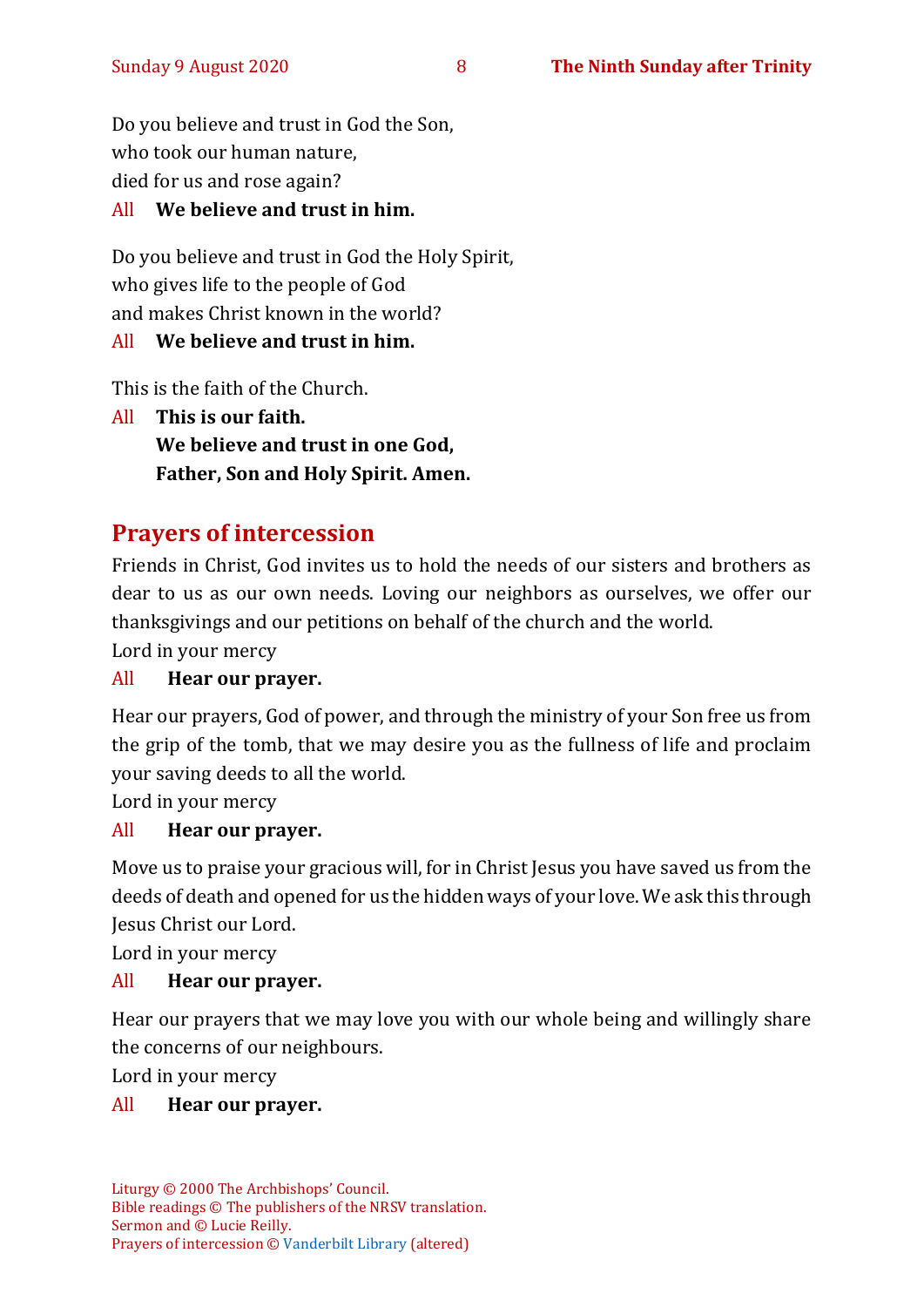Do you believe and trust in God the Son,
who took our human nature,
died for us and rose again?

All **We believe and trust in him.**

Do you believe and trust in God the Holy Spirit,
who gives life to the people of God
and makes Christ known in the world?

All **We believe and trust in him.**

This is the faith of the Church.

All **This is our faith.**
**We believe and trust in one God,**
**Father, Son and Holy Spirit. Amen.**

## Prayers of intercession

Friends in Christ, God invites us to hold the needs of our sisters and brothers as dear to us as our own needs. Loving our neighbors as ourselves, we offer our thanksgivings and our petitions on behalf of the church and the world.
Lord in your mercy

All **Hear our prayer.**

Hear our prayers, God of power, and through the ministry of your Son free us from the grip of the tomb, that we may desire you as the fullness of life and proclaim your saving deeds to all the world.
Lord in your mercy

All **Hear our prayer.**

Move us to praise your gracious will, for in Christ Jesus you have saved us from the deeds of death and opened for us the hidden ways of your love. We ask this through Jesus Christ our Lord.
Lord in your mercy

All **Hear our prayer.**

Hear our prayers that we may love you with our whole being and willingly share the concerns of our neighbours.
Lord in your mercy

All **Hear our prayer.**

Liturgy © 2000 The Archbishops' Council.
Bible readings © The publishers of the NRSV translation.
Sermon and © Lucie Reilly.
Prayers of intercession © Vanderbilt Library (altered)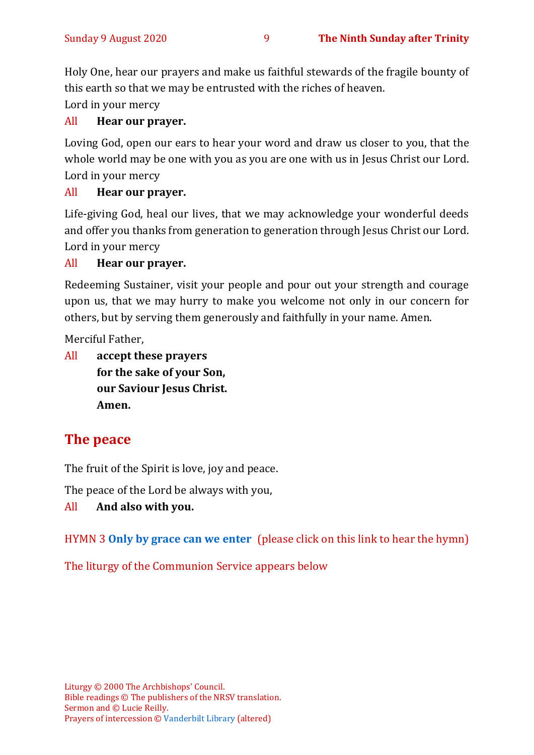Holy One, hear our prayers and make us faithful stewards of the fragile bounty of this earth so that we may be entrusted with the riches of heaven.

Lord in your mercy

All **Hear our prayer.**

Loving God, open our ears to hear your word and draw us closer to you, that the whole world may be one with you as you are one with us in Jesus Christ our Lord.

Lord in your mercy

All **Hear our prayer.**

Life-giving God, heal our lives, that we may acknowledge your wonderful deeds and offer you thanks from generation to generation through Jesus Christ our Lord.

Lord in your mercy

All **Hear our prayer.**

Redeeming Sustainer, visit your people and pour out your strength and courage upon us, that we may hurry to make you welcome not only in our concern for others, but by serving them generously and faithfully in your name. Amen.

Merciful Father,

All **accept these prayers**
**for the sake of your Son,**
**our Saviour Jesus Christ.**
**Amen.**

## The peace

The fruit of the Spirit is love, joy and peace.

The peace of the Lord be always with you,

All **And also with you.**

HYMN 3 **Only by grace can we enter** (please click on this link to hear the hymn)

The liturgy of the Communion Service appears below

Liturgy © 2000 The Archbishops' Council.
Bible readings © The publishers of the NRSV translation.
Sermon and © Lucie Reilly.
Prayers of intercession © Vanderbilt Library (altered)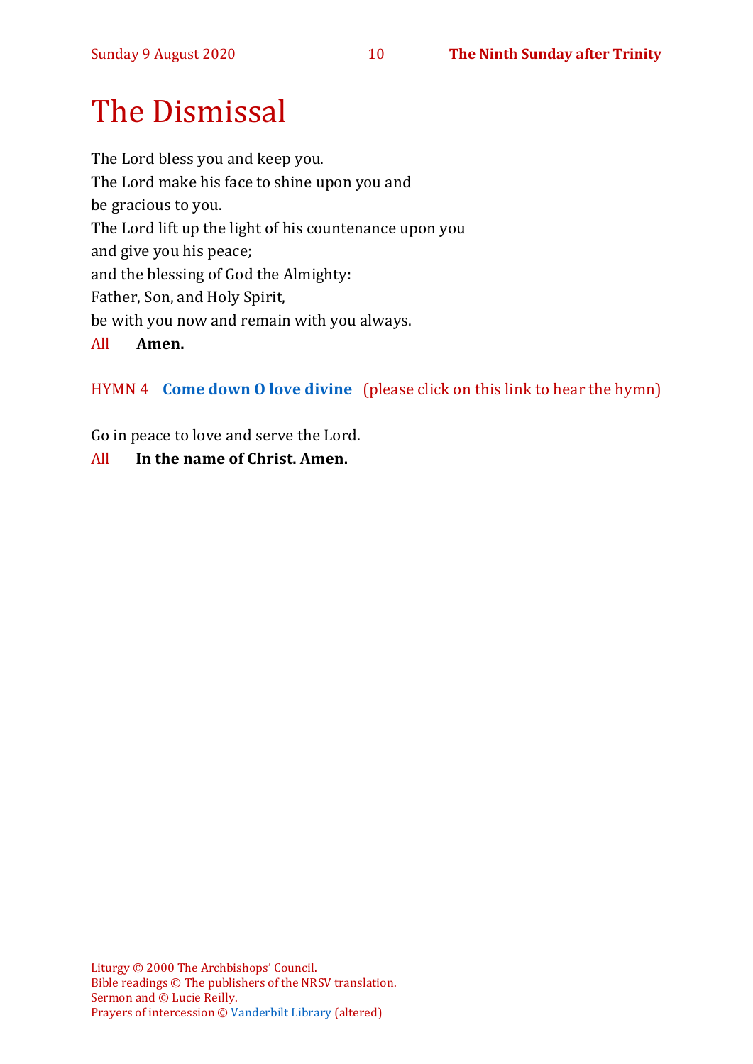# The Dismissal

The Lord bless you and keep you.
The Lord make his face to shine upon you and
be gracious to you.
The Lord lift up the light of his countenance upon you
and give you his peace;
and the blessing of God the Almighty:
Father, Son, and Holy Spirit,
be with you now and remain with you always.

All **Amen.**

HYMN 4 **Come down O love divine** (please click on this link to hear the hymn)

Go in peace to love and serve the Lord.

All **In the name of Christ. Amen.**

Liturgy © 2000 The Archbishops' Council.
Bible readings © The publishers of the NRSV translation.
Sermon and © Lucie Reilly.
Prayers of intercession © Vanderbilt Library (altered)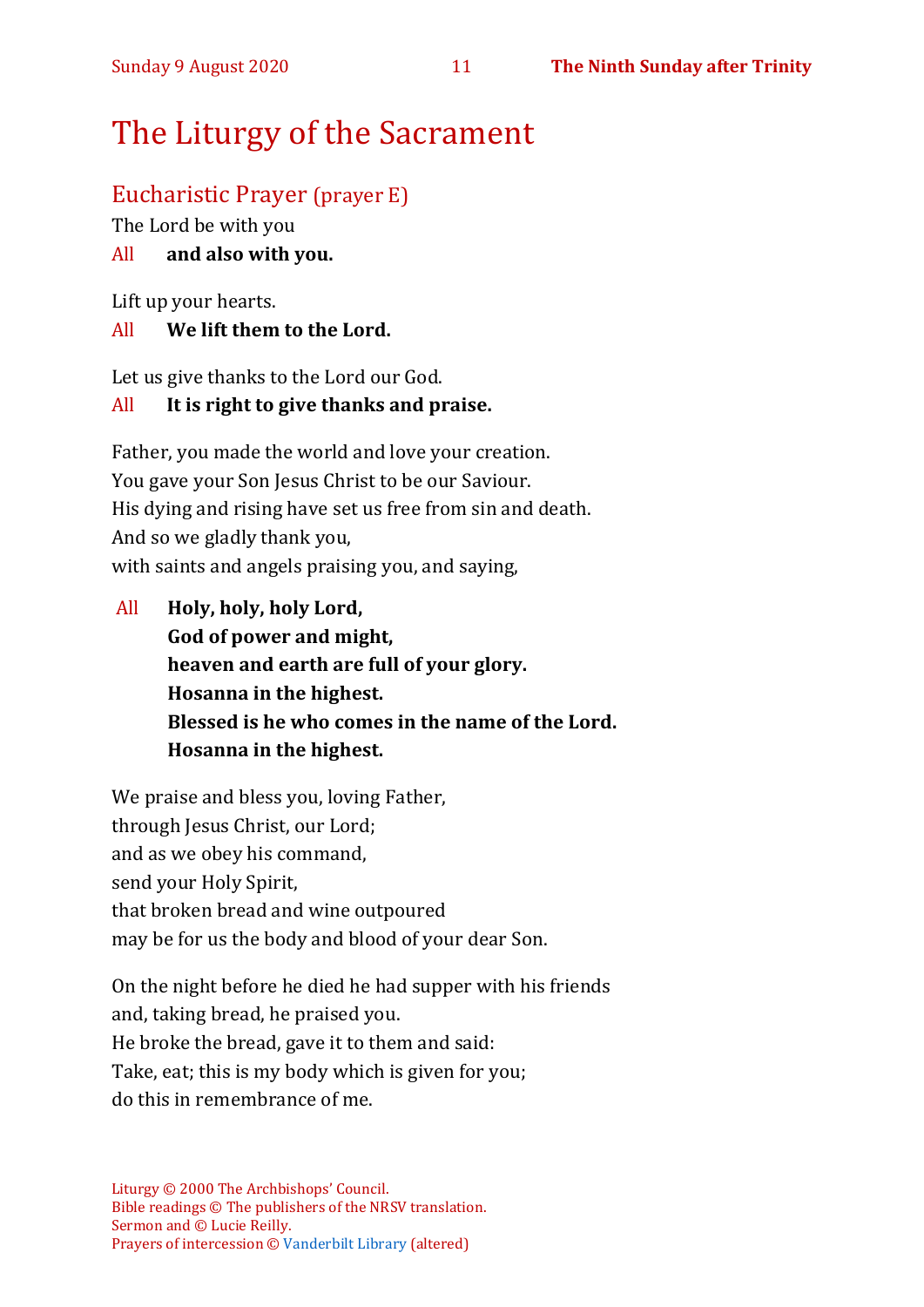# The Liturgy of the Sacrament

## Eucharistic Prayer (prayer E)

The Lord be with you

All **and also with you.**

Lift up your hearts.

All **We lift them to the Lord.**

Let us give thanks to the Lord our God.

All **It is right to give thanks and praise.**

Father, you made the world and love your creation.
You gave your Son Jesus Christ to be our Saviour.
His dying and rising have set us free from sin and death.
And so we gladly thank you,
with saints and angels praising you, and saying,

All **Holy, holy, holy Lord,**
**God of power and might,**
**heaven and earth are full of your glory.**
**Hosanna in the highest.**
**Blessed is he who comes in the name of the Lord.**
**Hosanna in the highest.**

We praise and bless you, loving Father,
through Jesus Christ, our Lord;
and as we obey his command,
send your Holy Spirit,
that broken bread and wine outpoured
may be for us the body and blood of your dear Son.

On the night before he died he had supper with his friends
and, taking bread, he praised you.
He broke the bread, gave it to them and said:
Take, eat; this is my body which is given for you;
do this in remembrance of me.

Liturgy © 2000 The Archbishops' Council.
Bible readings © The publishers of the NRSV translation.
Sermon and © Lucie Reilly.
Prayers of intercession © Vanderbilt Library (altered)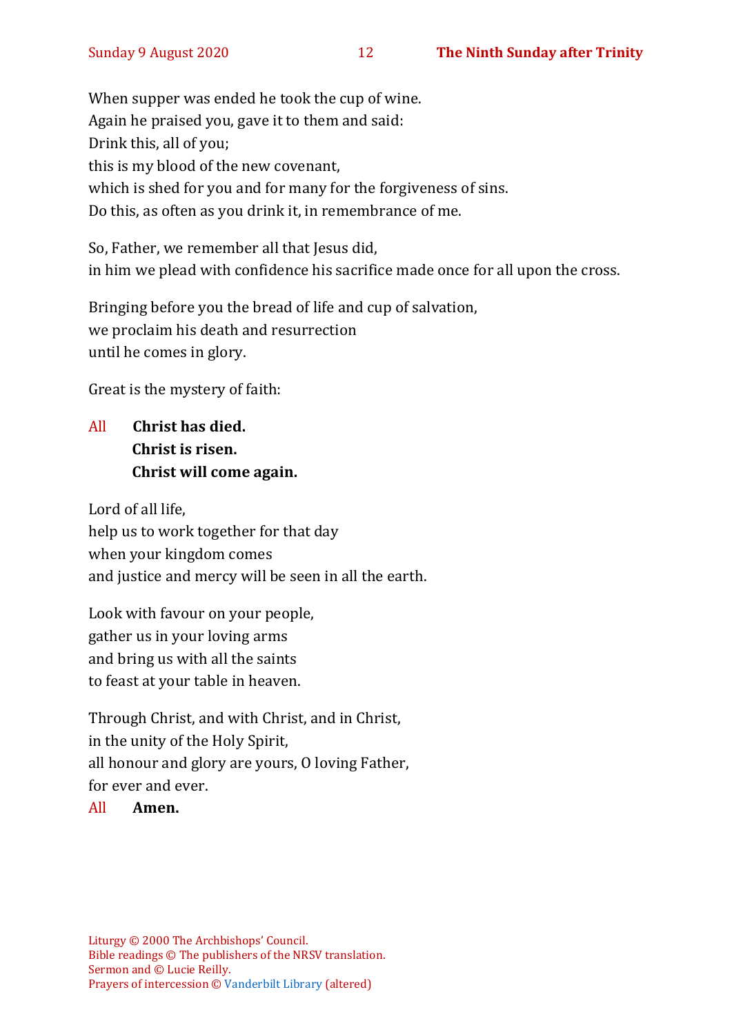When supper was ended he took the cup of wine.
Again he praised you, gave it to them and said:
Drink this, all of you;
this is my blood of the new covenant,
which is shed for you and for many for the forgiveness of sins.
Do this, as often as you drink it, in remembrance of me.

So, Father, we remember all that Jesus did,
in him we plead with confidence his sacrifice made once for all upon the cross.

Bringing before you the bread of life and cup of salvation,
we proclaim his death and resurrection
until he comes in glory.

Great is the mystery of faith:

All **Christ has died.**
**Christ is risen.**
**Christ will come again.**

Lord of all life,
help us to work together for that day
when your kingdom comes
and justice and mercy will be seen in all the earth.

Look with favour on your people,
gather us in your loving arms
and bring us with all the saints
to feast at your table in heaven.

Through Christ, and with Christ, and in Christ,
in the unity of the Holy Spirit,
all honour and glory are yours, O loving Father,
for ever and ever.
All **Amen.**

Liturgy © 2000 The Archbishops' Council.
Bible readings © The publishers of the NRSV translation.
Sermon and © Lucie Reilly.
Prayers of intercession © Vanderbilt Library (altered)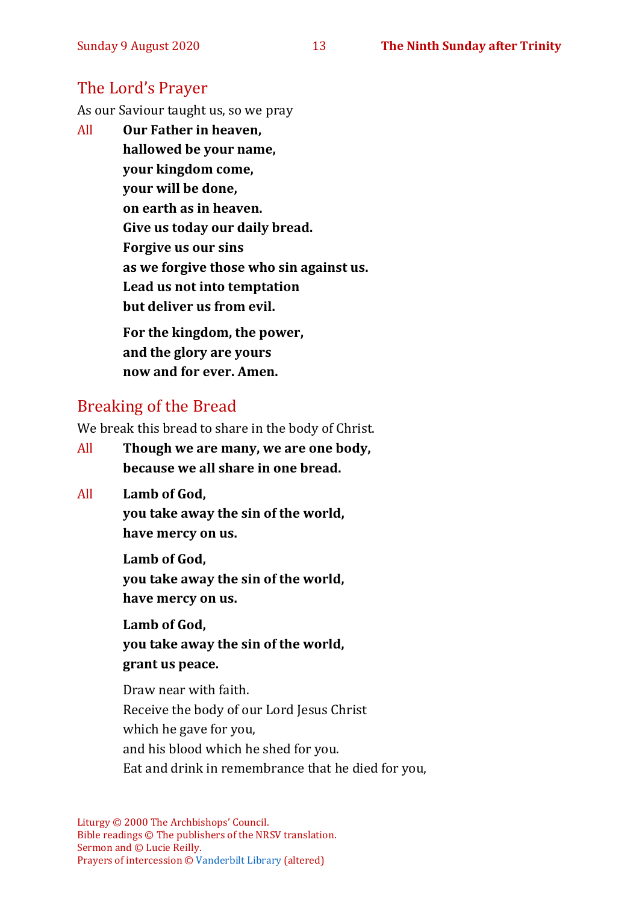## The Lord's Prayer

As our Saviour taught us, so we pray

All **Our Father in heaven,**
**hallowed be your name,**
**your kingdom come,**
**your will be done,**
**on earth as in heaven.**
**Give us today our daily bread.**
**Forgive us our sins**
**as we forgive those who sin against us.**
**Lead us not into temptation**
**but deliver us from evil.**

**For the kingdom, the power,**
**and the glory are yours**
**now and for ever. Amen.**

## Breaking of the Bread

We break this bread to share in the body of Christ.

All **Though we are many, we are one body,**
**because we all share in one bread.**

All **Lamb of God,**
**you take away the sin of the world,**
**have mercy on us.**

**Lamb of God,**
**you take away the sin of the world,**
**have mercy on us.**

**Lamb of God,**
**you take away the sin of the world,**
**grant us peace.**

Draw near with faith.
Receive the body of our Lord Jesus Christ
which he gave for you,
and his blood which he shed for you.
Eat and drink in remembrance that he died for you,

Liturgy © 2000 The Archbishops' Council.
Bible readings © The publishers of the NRSV translation.
Sermon and © Lucie Reilly.
Prayers of intercession © Vanderbilt Library (altered)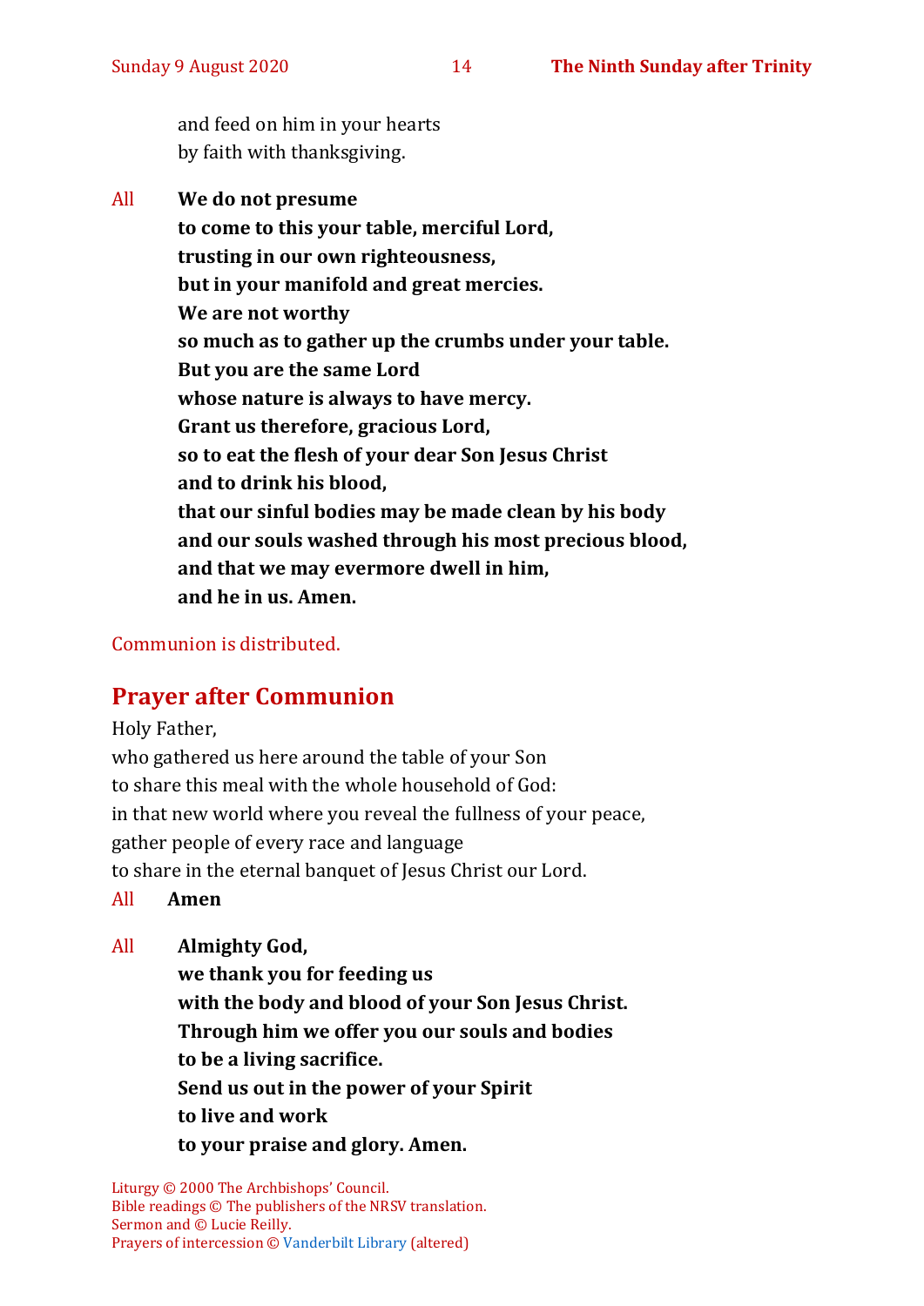and feed on him in your hearts
by faith with thanksgiving.

All **We do not presume**
**to come to this your table, merciful Lord,**
**trusting in our own righteousness,**
**but in your manifold and great mercies.**
**We are not worthy**
**so much as to gather up the crumbs under your table.**
**But you are the same Lord**
**whose nature is always to have mercy.**
**Grant us therefore, gracious Lord,**
**so to eat the flesh of your dear Son Jesus Christ**
**and to drink his blood,**
**that our sinful bodies may be made clean by his body**
**and our souls washed through his most precious blood,**
**and that we may evermore dwell in him,**
**and he in us. Amen.**

Communion is distributed.

## Prayer after Communion

Holy Father,
who gathered us here around the table of your Son
to share this meal with the whole household of God:
in that new world where you reveal the fullness of your peace,
gather people of every race and language
to share in the eternal banquet of Jesus Christ our Lord.

All **Amen**

All **Almighty God,**
**we thank you for feeding us**
**with the body and blood of your Son Jesus Christ.**
**Through him we offer you our souls and bodies**
**to be a living sacrifice.**
**Send us out in the power of your Spirit**
**to live and work**
**to your praise and glory. Amen.**

Liturgy © 2000 The Archbishops' Council.
Bible readings © The publishers of the NRSV translation.
Sermon and © Lucie Reilly.
Prayers of intercession © Vanderbilt Library (altered)